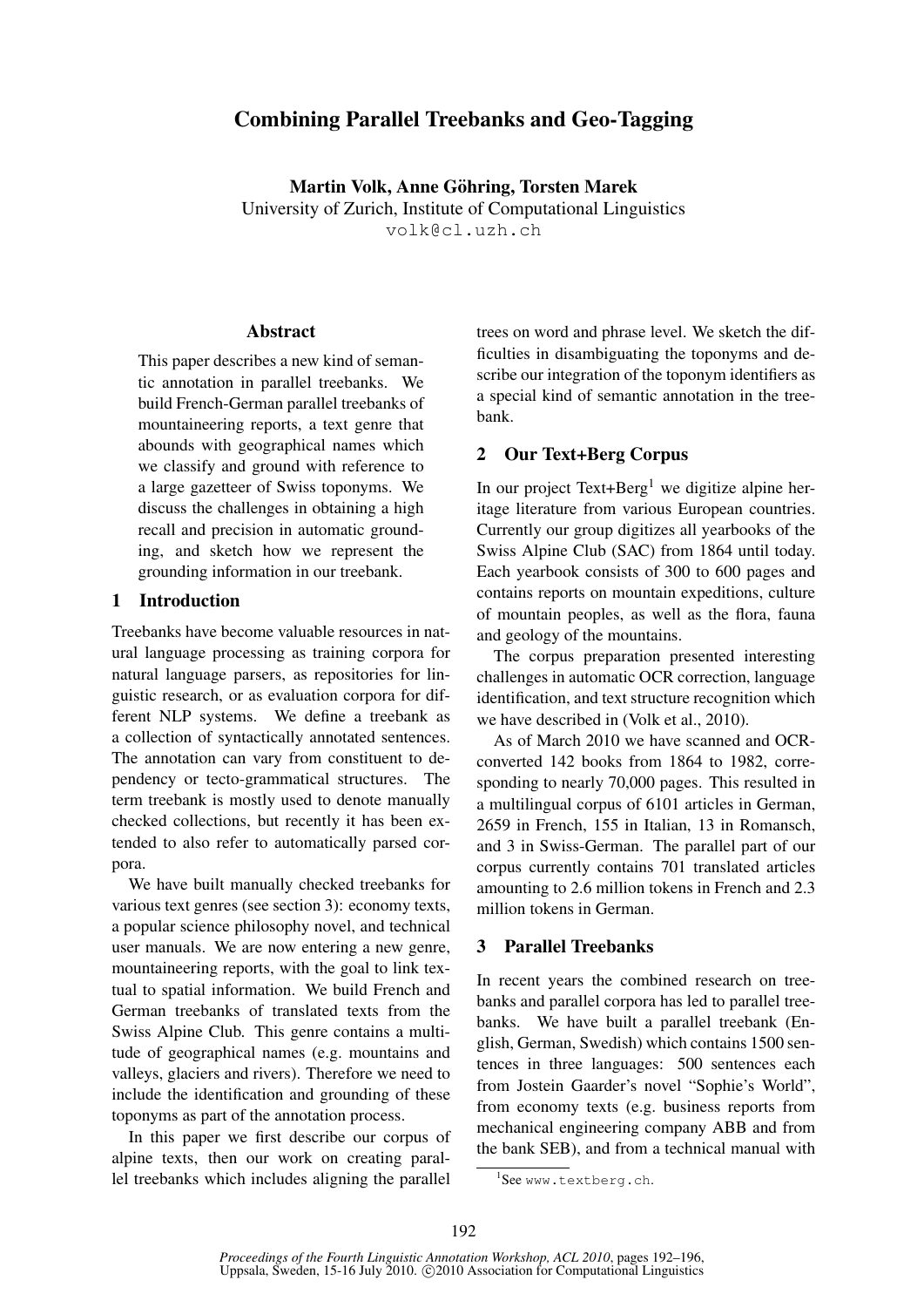# Combining Parallel Treebanks and Geo-Tagging

**Martin Volk, Anne Göhring, Torsten Marek**
University of Zurich, Institute of Computational Linguistics
volk@cl.uzh.ch

## Abstract

This paper describes a new kind of semantic annotation in parallel treebanks. We build French-German parallel treebanks of mountaineering reports, a text genre that abounds with geographical names which we classify and ground with reference to a large gazetteer of Swiss toponyms. We discuss the challenges in obtaining a high recall and precision in automatic grounding, and sketch how we represent the grounding information in our treebank.

## 1 Introduction

Treebanks have become valuable resources in natural language processing as training corpora for natural language parsers, as repositories for linguistic research, or as evaluation corpora for different NLP systems. We define a treebank as a collection of syntactically annotated sentences. The annotation can vary from constituent to dependency or tecto-grammatical structures. The term treebank is mostly used to denote manually checked collections, but recently it has been extended to also refer to automatically parsed corpora.

We have built manually checked treebanks for various text genres (see section 3): economy texts, a popular science philosophy novel, and technical user manuals. We are now entering a new genre, mountaineering reports, with the goal to link textual to spatial information. We build French and German treebanks of translated texts from the Swiss Alpine Club. This genre contains a multitude of geographical names (e.g. mountains and valleys, glaciers and rivers). Therefore we need to include the identification and grounding of these toponyms as part of the annotation process.

In this paper we first describe our corpus of alpine texts, then our work on creating parallel treebanks which includes aligning the parallel trees on word and phrase level. We sketch the difficulties in disambiguating the toponyms and describe our integration of the toponym identifiers as a special kind of semantic annotation in the treebank.

## 2 Our Text+Berg Corpus

In our project Text+Berg[1] we digitize alpine heritage literature from various European countries. Currently our group digitizes all yearbooks of the Swiss Alpine Club (SAC) from 1864 until today. Each yearbook consists of 300 to 600 pages and contains reports on mountain expeditions, culture of mountain peoples, as well as the flora, fauna and geology of the mountains.

The corpus preparation presented interesting challenges in automatic OCR correction, language identification, and text structure recognition which we have described in (Volk et al., 2010).

As of March 2010 we have scanned and OCR-converted 142 books from 1864 to 1982, corresponding to nearly 70,000 pages. This resulted in a multilingual corpus of 6101 articles in German, 2659 in French, 155 in Italian, 13 in Romansch, and 3 in Swiss-German. The parallel part of our corpus currently contains 701 translated articles amounting to 2.6 million tokens in French and 2.3 million tokens in German.

## 3 Parallel Treebanks

In recent years the combined research on treebanks and parallel corpora has led to parallel treebanks. We have built a parallel treebank (English, German, Swedish) which contains 1500 sentences in three languages: 500 sentences each from Jostein Gaarder's novel "Sophie's World", from economy texts (e.g. business reports from mechanical engineering company ABB and from the bank SEB), and from a technical manual with

[1] See www.textberg.ch.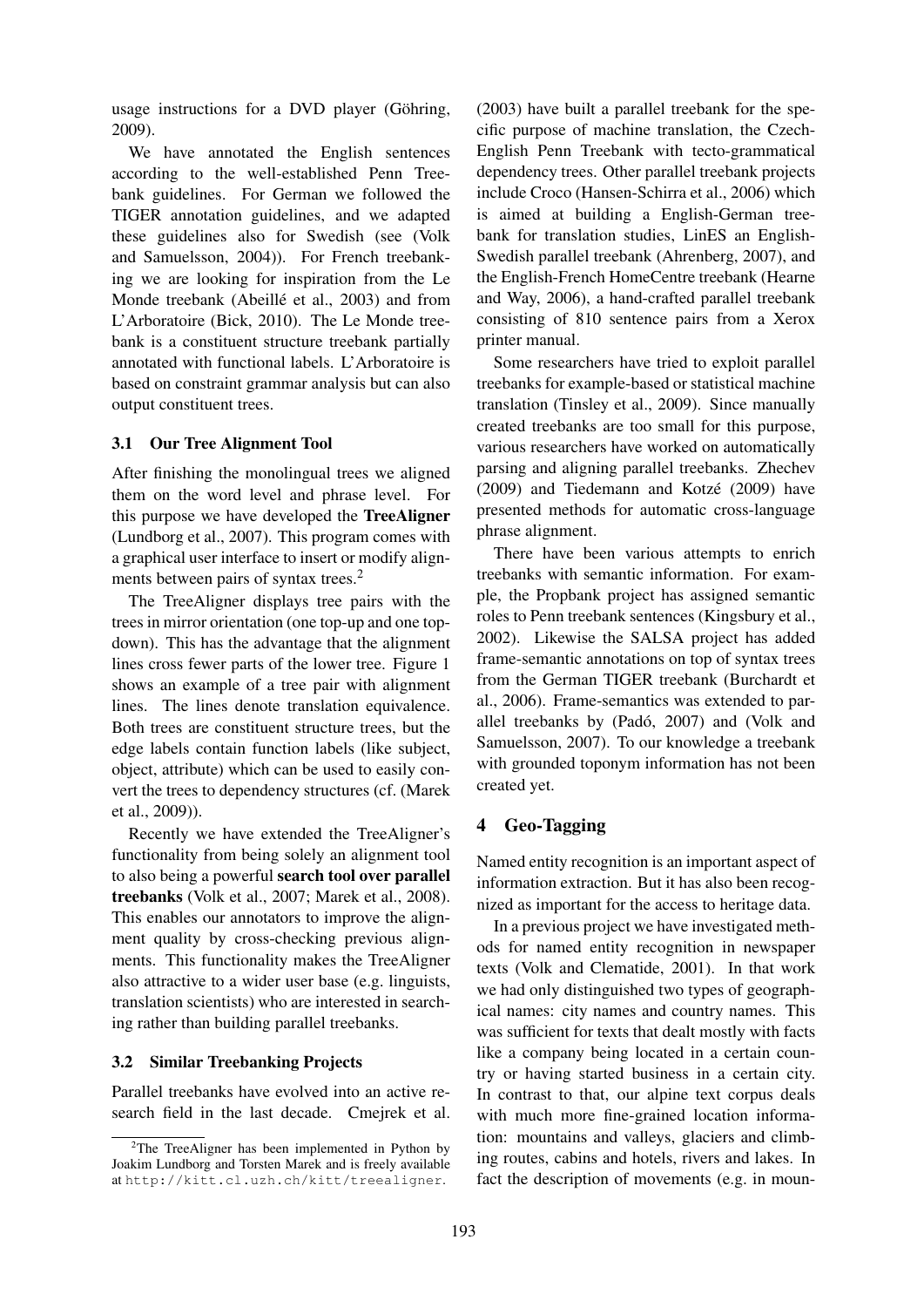usage instructions for a DVD player (Göhring, 2009).

We have annotated the English sentences according to the well-established Penn Treebank guidelines. For German we followed the TIGER annotation guidelines, and we adapted these guidelines also for Swedish (see (Volk and Samuelsson, 2004)). For French treebanking we are looking for inspiration from the Le Monde treebank (Abeillé et al., 2003) and from L'Arboratoire (Bick, 2010). The Le Monde treebank is a constituent structure treebank partially annotated with functional labels. L'Arboratoire is based on constraint grammar analysis but can also output constituent trees.

### 3.1 Our Tree Alignment Tool

After finishing the monolingual trees we aligned them on the word level and phrase level. For this purpose we have developed the **TreeAligner** (Lundborg et al., 2007). This program comes with a graphical user interface to insert or modify alignments between pairs of syntax trees.[2]

The TreeAligner displays tree pairs with the trees in mirror orientation (one top-up and one top-down). This has the advantage that the alignment lines cross fewer parts of the lower tree. Figure 1 shows an example of a tree pair with alignment lines. The lines denote translation equivalence. Both trees are constituent structure trees, but the edge labels contain function labels (like subject, object, attribute) which can be used to easily convert the trees to dependency structures (cf. (Marek et al., 2009)).

Recently we have extended the TreeAligner's functionality from being solely an alignment tool to also being a powerful **search tool over parallel treebanks** (Volk et al., 2007; Marek et al., 2008). This enables our annotators to improve the alignment quality by cross-checking previous alignments. This functionality makes the TreeAligner also attractive to a wider user base (e.g. linguists, translation scientists) who are interested in searching rather than building parallel treebanks.

### 3.2 Similar Treebanking Projects

Parallel treebanks have evolved into an active research field in the last decade. Cmejrek et al. (2003) have built a parallel treebank for the specific purpose of machine translation, the Czech-English Penn Treebank with tecto-grammatical dependency trees. Other parallel treebank projects include Croco (Hansen-Schirra et al., 2006) which is aimed at building a English-German treebank for translation studies, LinES an English-Swedish parallel treebank (Ahrenberg, 2007), and the English-French HomeCentre treebank (Hearne and Way, 2006), a hand-crafted parallel treebank consisting of 810 sentence pairs from a Xerox printer manual.

Some researchers have tried to exploit parallel treebanks for example-based or statistical machine translation (Tinsley et al., 2009). Since manually created treebanks are too small for this purpose, various researchers have worked on automatically parsing and aligning parallel treebanks. Zhechev (2009) and Tiedemann and Kotzé (2009) have presented methods for automatic cross-language phrase alignment.

There have been various attempts to enrich treebanks with semantic information. For example, the Propbank project has assigned semantic roles to Penn treebank sentences (Kingsbury et al., 2002). Likewise the SALSA project has added frame-semantic annotations on top of syntax trees from the German TIGER treebank (Burchardt et al., 2006). Frame-semantics was extended to parallel treebanks by (Padó, 2007) and (Volk and Samuelsson, 2007). To our knowledge a treebank with grounded toponym information has not been created yet.

## 4 Geo-Tagging

Named entity recognition is an important aspect of information extraction. But it has also been recognized as important for the access to heritage data.

In a previous project we have investigated methods for named entity recognition in newspaper texts (Volk and Clematide, 2001). In that work we had only distinguished two types of geographical names: city names and country names. This was sufficient for texts that dealt mostly with facts like a company being located in a certain country or having started business in a certain city. In contrast to that, our alpine text corpus deals with much more fine-grained location information: mountains and valleys, glaciers and climbing routes, cabins and hotels, rivers and lakes. In fact the description of movements (e.g. in moun-

[2] The TreeAligner has been implemented in Python by Joakim Lundborg and Torsten Marek and is freely available at http://kitt.cl.uzh.ch/kitt/treealigner.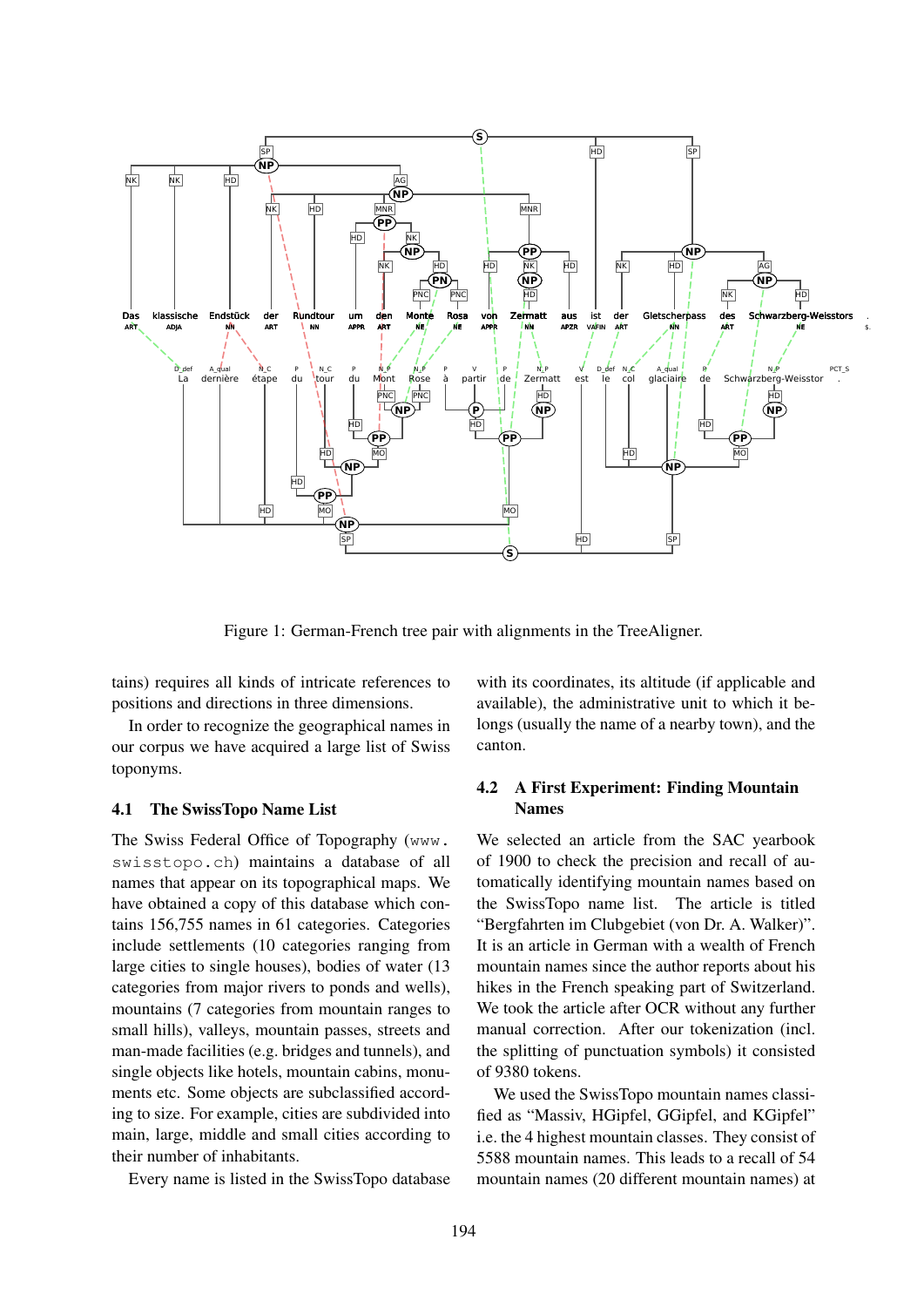Figure 1: German-French tree pair with alignments in the TreeAligner.

tains) requires all kinds of intricate references to positions and directions in three dimensions.

In order to recognize the geographical names in our corpus we have acquired a large list of Swiss toponyms.

### 4.1 The SwissTopo Name List

The Swiss Federal Office of Topography (`www.swisstopo.ch`) maintains a database of all names that appear on its topographical maps. We have obtained a copy of this database which contains 156,755 names in 61 categories. Categories include settlements (10 categories ranging from large cities to single houses), bodies of water (13 categories from major rivers to ponds and wells), mountains (7 categories from mountain ranges to small hills), valleys, mountain passes, streets and man-made facilities (e.g. bridges and tunnels), and single objects like hotels, mountain cabins, monuments etc. Some objects are subclassified according to size. For example, cities are subdivided into main, large, middle and small cities according to their number of inhabitants.

Every name is listed in the SwissTopo database with its coordinates, its altitude (if applicable and available), the administrative unit to which it belongs (usually the name of a nearby town), and the canton.

### 4.2 A First Experiment: Finding Mountain Names

We selected an article from the SAC yearbook of 1900 to check the precision and recall of automatically identifying mountain names based on the SwissTopo name list. The article is titled “Bergfahrten im Clubgebiet (von Dr. A. Walker)”. It is an article in German with a wealth of French mountain names since the author reports about his hikes in the French speaking part of Switzerland. We took the article after OCR without any further manual correction. After our tokenization (incl. the splitting of punctuation symbols) it consisted of 9380 tokens.

We used the SwissTopo mountain names classified as “Massiv, HGipfel, GGipfel, and KGipfel” i.e. the 4 highest mountain classes. They consist of 5588 mountain names. This leads to a recall of 54 mountain names (20 different mountain names) at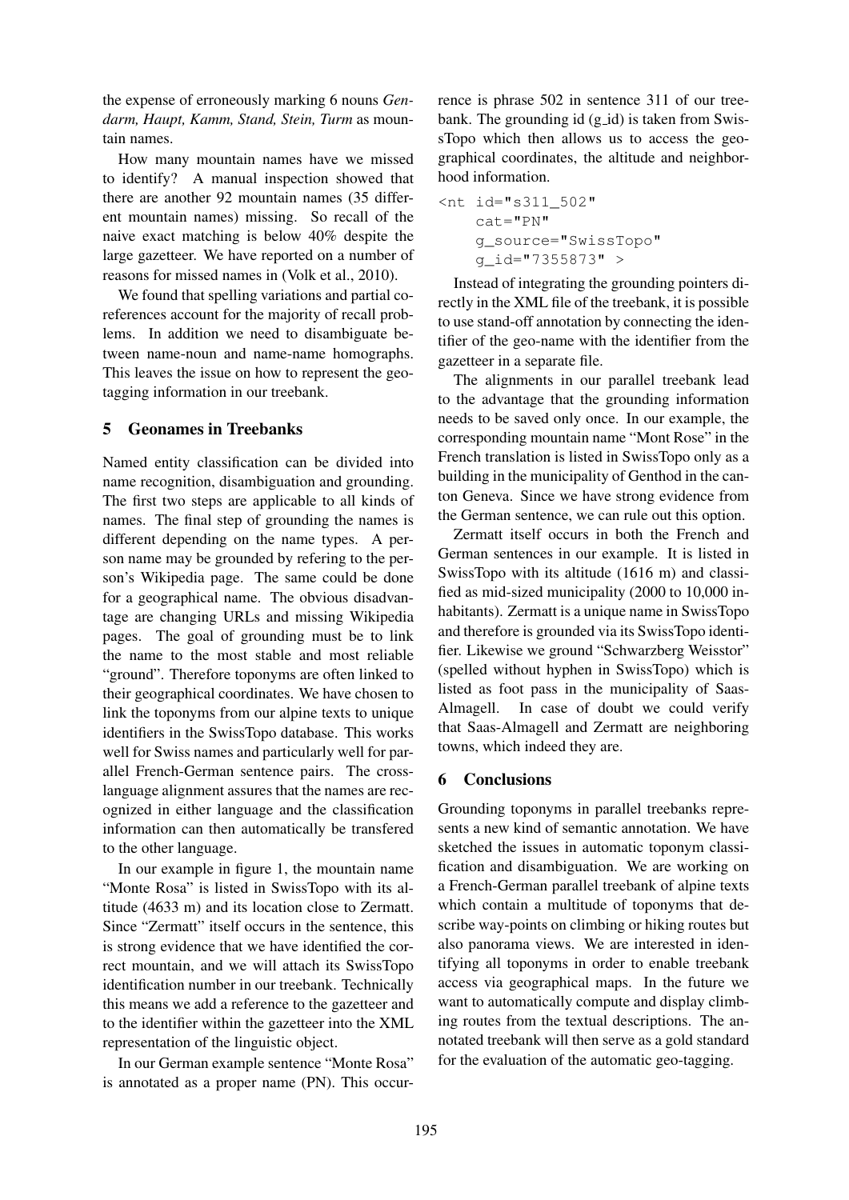the expense of erroneously marking 6 nouns *Gendarm, Haupt, Kamm, Stand, Stein, Turm* as mountain names.

How many mountain names have we missed to identify? A manual inspection showed that there are another 92 mountain names (35 different mountain names) missing. So recall of the naive exact matching is below 40% despite the large gazetteer. We have reported on a number of reasons for missed names in (Volk et al., 2010).

We found that spelling variations and partial coreferences account for the majority of recall problems. In addition we need to disambiguate between name-noun and name-name homographs. This leaves the issue on how to represent the geotagging information in our treebank.

## 5 Geonames in Treebanks

Named entity classification can be divided into name recognition, disambiguation and grounding. The first two steps are applicable to all kinds of names. The final step of grounding the names is different depending on the name types. A person name may be grounded by refering to the person's Wikipedia page. The same could be done for a geographical name. The obvious disadvantage are changing URLs and missing Wikipedia pages. The goal of grounding must be to link the name to the most stable and most reliable "ground". Therefore toponyms are often linked to their geographical coordinates. We have chosen to link the toponyms from our alpine texts to unique identifiers in the SwissTopo database. This works well for Swiss names and particularly well for parallel French-German sentence pairs. The cross-language alignment assures that the names are recognized in either language and the classification information can then automatically be transfered to the other language.

In our example in figure 1, the mountain name "Monte Rosa" is listed in SwissTopo with its altitude (4633 m) and its location close to Zermatt. Since "Zermatt" itself occurs in the sentence, this is strong evidence that we have identified the correct mountain, and we will attach its SwissTopo identification number in our treebank. Technically this means we add a reference to the gazetteer and to the identifier within the gazetteer into the XML representation of the linguistic object.

In our German example sentence "Monte Rosa" is annotated as a proper name (PN). This occurrence is phrase 502 in sentence 311 of our treebank. The grounding id (g_id) is taken from SwissTopo which then allows us to access the geographical coordinates, the altitude and neighborhood information.

```
<nt id="s311_502"
    cat="PN"
    g_source="SwissTopo"
    g_id="7355873" >
```

Instead of integrating the grounding pointers directly in the XML file of the treebank, it is possible to use stand-off annotation by connecting the identifier of the geo-name with the identifier from the gazetteer in a separate file.

The alignments in our parallel treebank lead to the advantage that the grounding information needs to be saved only once. In our example, the corresponding mountain name "Mont Rose" in the French translation is listed in SwissTopo only as a building in the municipality of Genthod in the canton Geneva. Since we have strong evidence from the German sentence, we can rule out this option.

Zermatt itself occurs in both the French and German sentences in our example. It is listed in SwissTopo with its altitude (1616 m) and classified as mid-sized municipality (2000 to 10,000 inhabitants). Zermatt is a unique name in SwissTopo and therefore is grounded via its SwissTopo identifier. Likewise we ground "Schwarzberg Weisstor" (spelled without hyphen in SwissTopo) which is listed as foot pass in the municipality of Saas-Almagell. In case of doubt we could verify that Saas-Almagell and Zermatt are neighboring towns, which indeed they are.

## 6 Conclusions

Grounding toponyms in parallel treebanks represents a new kind of semantic annotation. We have sketched the issues in automatic toponym classification and disambiguation. We are working on a French-German parallel treebank of alpine texts which contain a multitude of toponyms that describe way-points on climbing or hiking routes but also panorama views. We are interested in identifying all toponyms in order to enable treebank access via geographical maps. In the future we want to automatically compute and display climbing routes from the textual descriptions. The annotated treebank will then serve as a gold standard for the evaluation of the automatic geo-tagging.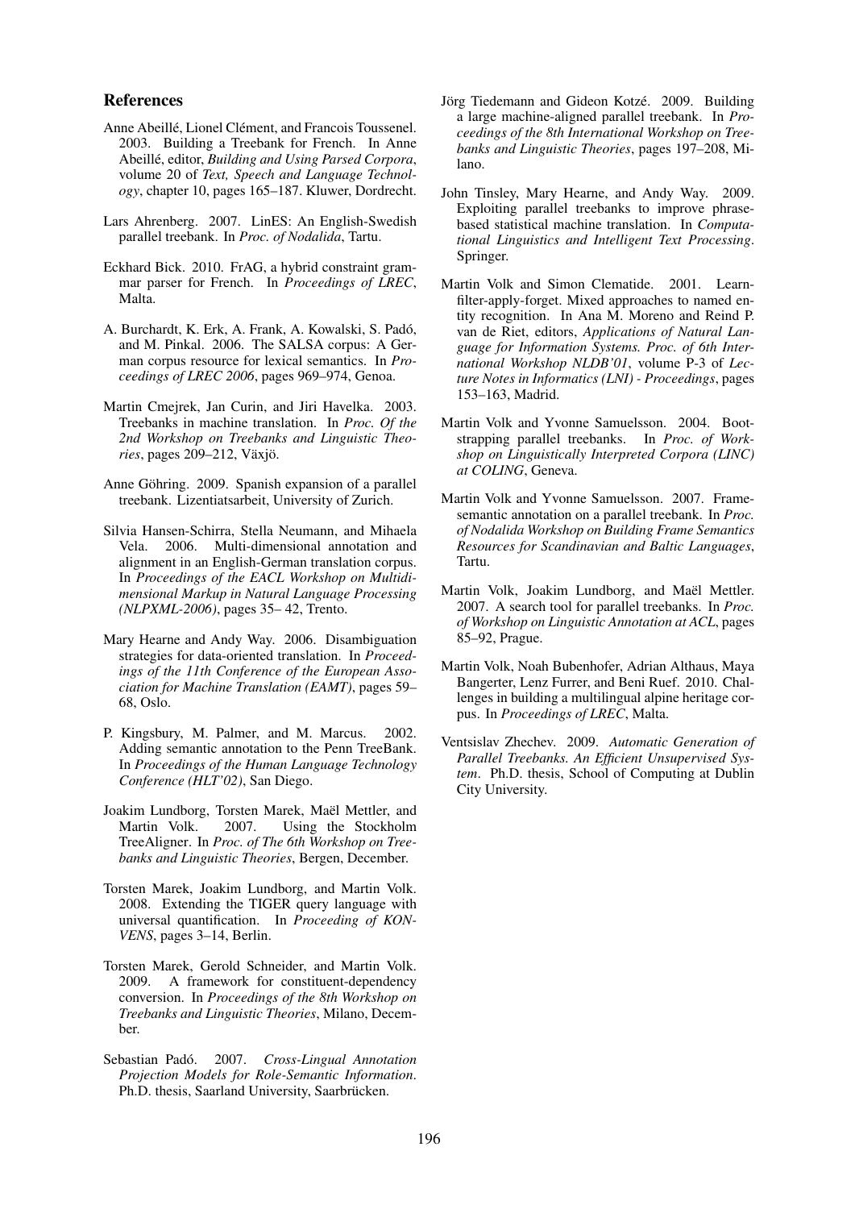## References

Anne Abeillé, Lionel Clément, and Francois Toussenel. 2003. Building a Treebank for French. In Anne Abeillé, editor, *Building and Using Parsed Corpora*, volume 20 of *Text, Speech and Language Technology*, chapter 10, pages 165–187. Kluwer, Dordrecht.

Lars Ahrenberg. 2007. LinES: An English-Swedish parallel treebank. In *Proc. of Nodalida*, Tartu.

Eckhard Bick. 2010. FrAG, a hybrid constraint grammar parser for French. In *Proceedings of LREC*, Malta.

A. Burchardt, K. Erk, A. Frank, A. Kowalski, S. Padó, and M. Pinkal. 2006. The SALSA corpus: A German corpus resource for lexical semantics. In *Proceedings of LREC 2006*, pages 969–974, Genoa.

Martin Cmejrek, Jan Curin, and Jiri Havelka. 2003. Treebanks in machine translation. In *Proc. Of the 2nd Workshop on Treebanks and Linguistic Theories*, pages 209–212, Växjö.

Anne Göhring. 2009. Spanish expansion of a parallel treebank. Lizentiatsarbeit, University of Zurich.

Silvia Hansen-Schirra, Stella Neumann, and Mihaela Vela. 2006. Multi-dimensional annotation and alignment in an English-German translation corpus. In *Proceedings of the EACL Workshop on Multidimensional Markup in Natural Language Processing (NLPXML-2006)*, pages 35– 42, Trento.

Mary Hearne and Andy Way. 2006. Disambiguation strategies for data-oriented translation. In *Proceedings of the 11th Conference of the European Association for Machine Translation (EAMT)*, pages 59–68, Oslo.

P. Kingsbury, M. Palmer, and M. Marcus. 2002. Adding semantic annotation to the Penn TreeBank. In *Proceedings of the Human Language Technology Conference (HLT'02)*, San Diego.

Joakim Lundborg, Torsten Marek, Maël Mettler, and Martin Volk. 2007. Using the Stockholm TreeAligner. In *Proc. of The 6th Workshop on Treebanks and Linguistic Theories*, Bergen, December.

Torsten Marek, Joakim Lundborg, and Martin Volk. 2008. Extending the TIGER query language with universal quantification. In *Proceeding of KONVENS*, pages 3–14, Berlin.

Torsten Marek, Gerold Schneider, and Martin Volk. 2009. A framework for constituent-dependency conversion. In *Proceedings of the 8th Workshop on Treebanks and Linguistic Theories*, Milano, December.

Sebastian Padó. 2007. *Cross-Lingual Annotation Projection Models for Role-Semantic Information*. Ph.D. thesis, Saarland University, Saarbrücken.

Jörg Tiedemann and Gideon Kotzé. 2009. Building a large machine-aligned parallel treebank. In *Proceedings of the 8th International Workshop on Treebanks and Linguistic Theories*, pages 197–208, Milano.

John Tinsley, Mary Hearne, and Andy Way. 2009. Exploiting parallel treebanks to improve phrase-based statistical machine translation. In *Computational Linguistics and Intelligent Text Processing*. Springer.

Martin Volk and Simon Clematide. 2001. Learn-filter-apply-forget. Mixed approaches to named entity recognition. In Ana M. Moreno and Reind P. van de Riet, editors, *Applications of Natural Language for Information Systems. Proc. of 6th International Workshop NLDB'01*, volume P-3 of *Lecture Notes in Informatics (LNI) - Proceedings*, pages 153–163, Madrid.

Martin Volk and Yvonne Samuelsson. 2004. Bootstrapping parallel treebanks. In *Proc. of Workshop on Linguistically Interpreted Corpora (LINC) at COLING*, Geneva.

Martin Volk and Yvonne Samuelsson. 2007. Frame-semantic annotation on a parallel treebank. In *Proc. of Nodalida Workshop on Building Frame Semantics Resources for Scandinavian and Baltic Languages*, Tartu.

Martin Volk, Joakim Lundborg, and Maël Mettler. 2007. A search tool for parallel treebanks. In *Proc. of Workshop on Linguistic Annotation at ACL*, pages 85–92, Prague.

Martin Volk, Noah Bubenhofer, Adrian Althaus, Maya Bangerter, Lenz Furrer, and Beni Ruef. 2010. Challenges in building a multilingual alpine heritage corpus. In *Proceedings of LREC*, Malta.

Ventsislav Zhechev. 2009. *Automatic Generation of Parallel Treebanks. An Efficient Unsupervised System*. Ph.D. thesis, School of Computing at Dublin City University.